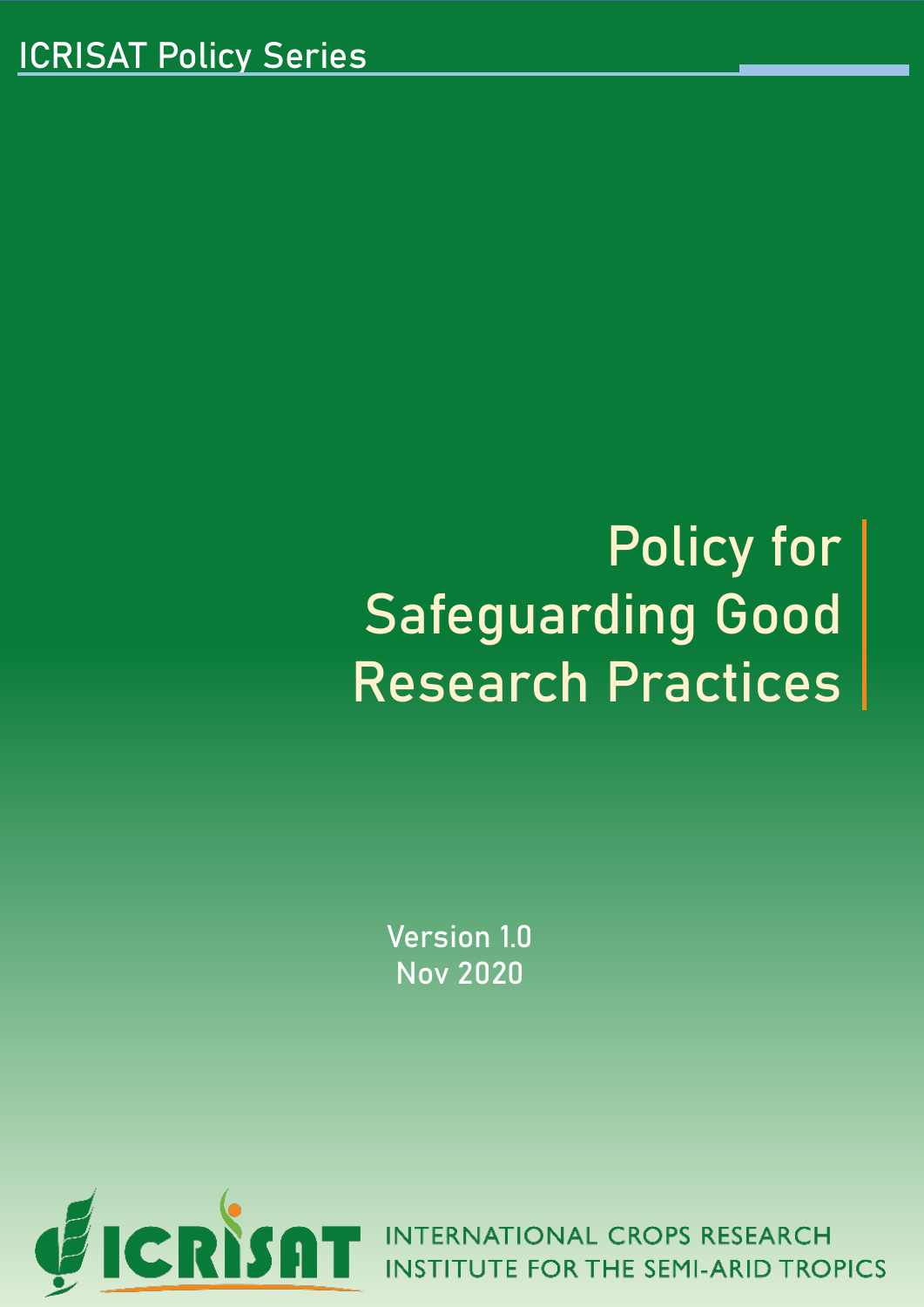ICRISAT Policy Series

# Policy for Safeguarding Good Research Practices

**Version 1.0**
**Nov 2020**

ICRISAT

INTERNATIONAL CROPS RESEARCH INSTITUTE FOR THE SEMI-ARID TROPICS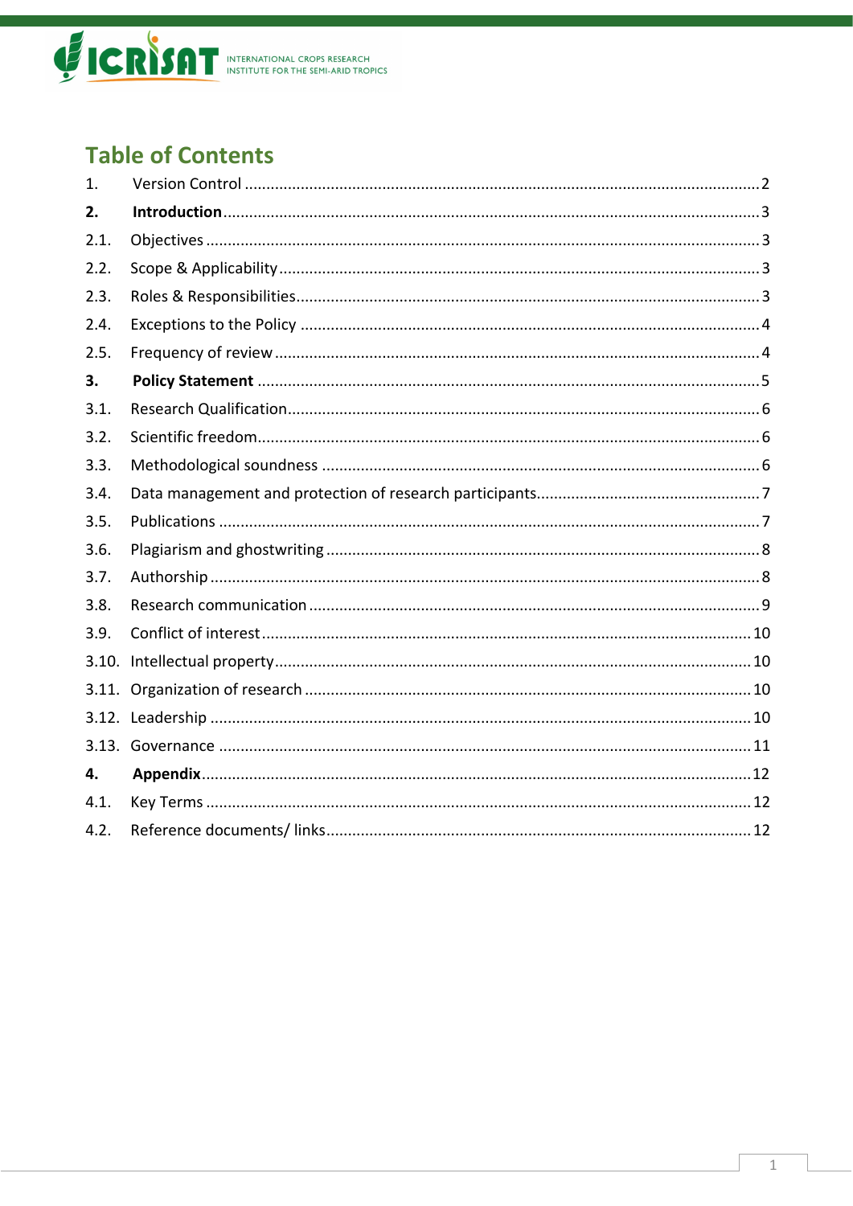## Table of Contents

| | | |
|---|---|---|
| 1. | Version Control | 2 |
| **2.** | **Introduction** | 3 |
| 2.1. | Objectives | 3 |
| 2.2. | Scope & Applicability | 3 |
| 2.3. | Roles & Responsibilities | 3 |
| 2.4. | Exceptions to the Policy | 4 |
| 2.5. | Frequency of review | 4 |
| **3.** | **Policy Statement** | 5 |
| 3.1. | Research Qualification | 6 |
| 3.2. | Scientific freedom | 6 |
| 3.3. | Methodological soundness | 6 |
| 3.4. | Data management and protection of research participants | 7 |
| 3.5. | Publications | 7 |
| 3.6. | Plagiarism and ghostwriting | 8 |
| 3.7. | Authorship | 8 |
| 3.8. | Research communication | 9 |
| 3.9. | Conflict of interest | 10 |
| 3.10. | Intellectual property | 10 |
| 3.11. | Organization of research | 10 |
| 3.12. | Leadership | 10 |
| 3.13. | Governance | 11 |
| **4.** | **Appendix** | 12 |
| 4.1. | Key Terms | 12 |
| 4.2. | Reference documents/ links | 12 |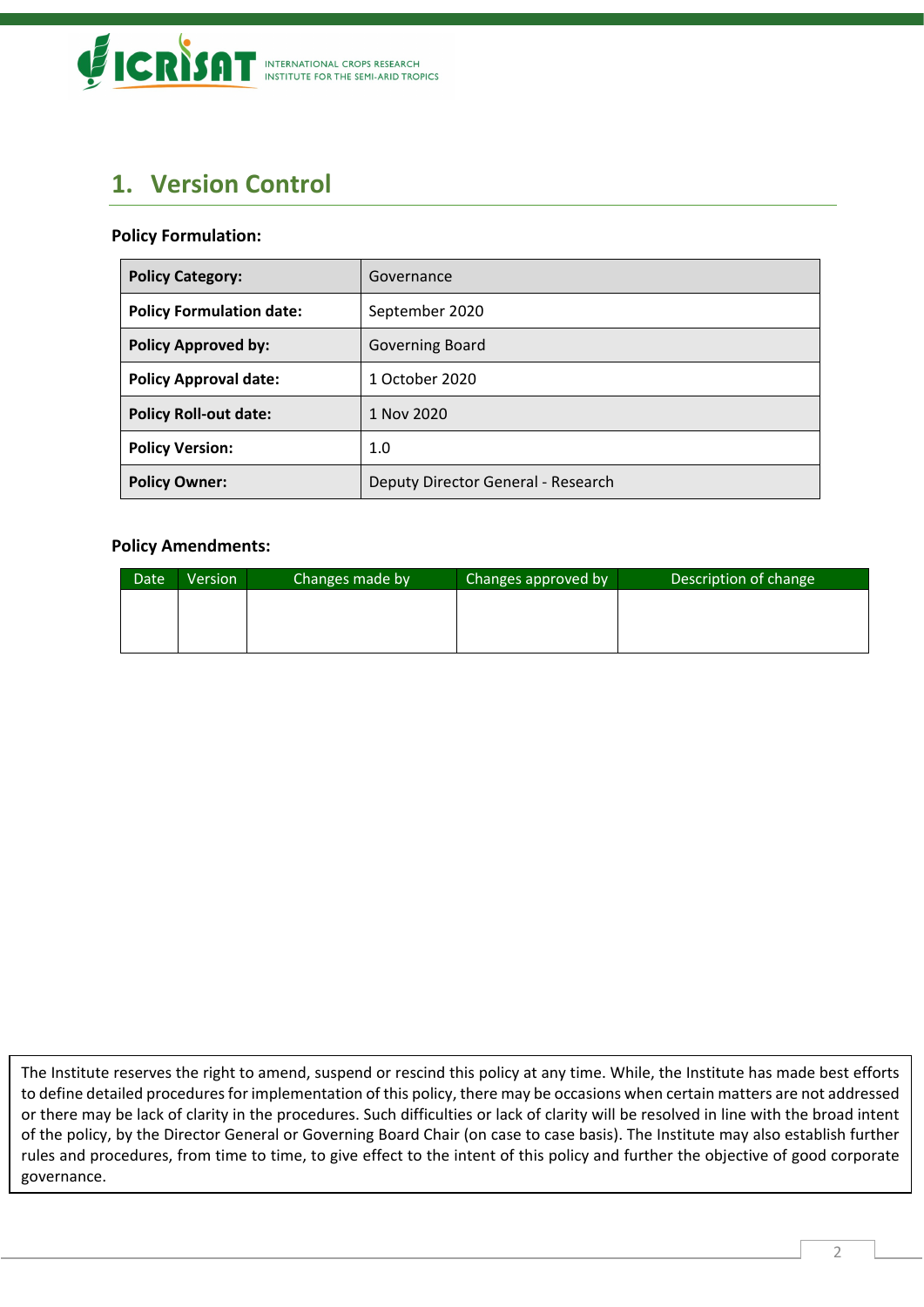## 1. Version Control

**Policy Formulation:**

| **Policy Category:** | Governance |
|---|---|
| **Policy Formulation date:** | September 2020 |
| **Policy Approved by:** | Governing Board |
| **Policy Approval date:** | 1 October 2020 |
| **Policy Roll-out date:** | 1 Nov 2020 |
| **Policy Version:** | 1.0 |
| **Policy Owner:** | Deputy Director General - Research |

**Policy Amendments:**

| Date | Version | Changes made by | Changes approved by | Description of change |
|---|---|---|---|---|
| | | | | |

The Institute reserves the right to amend, suspend or rescind this policy at any time. While, the Institute has made best efforts to define detailed procedures for implementation of this policy, there may be occasions when certain matters are not addressed or there may be lack of clarity in the procedures. Such difficulties or lack of clarity will be resolved in line with the broad intent of the policy, by the Director General or Governing Board Chair (on case to case basis). The Institute may also establish further rules and procedures, from time to time, to give effect to the intent of this policy and further the objective of good corporate governance.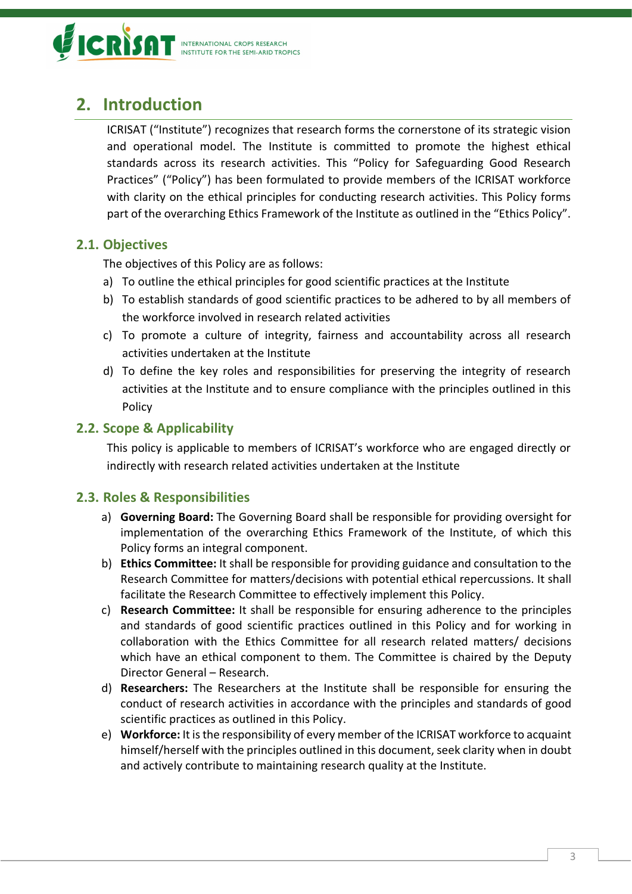## 2. Introduction

ICRISAT ("Institute") recognizes that research forms the cornerstone of its strategic vision and operational model. The Institute is committed to promote the highest ethical standards across its research activities. This "Policy for Safeguarding Good Research Practices" ("Policy") has been formulated to provide members of the ICRISAT workforce with clarity on the ethical principles for conducting research activities. This Policy forms part of the overarching Ethics Framework of the Institute as outlined in the "Ethics Policy".

### 2.1. Objectives

The objectives of this Policy are as follows:

a) To outline the ethical principles for good scientific practices at the Institute
b) To establish standards of good scientific practices to be adhered to by all members of the workforce involved in research related activities
c) To promote a culture of integrity, fairness and accountability across all research activities undertaken at the Institute
d) To define the key roles and responsibilities for preserving the integrity of research activities at the Institute and to ensure compliance with the principles outlined in this Policy

### 2.2. Scope & Applicability

This policy is applicable to members of ICRISAT's workforce who are engaged directly or indirectly with research related activities undertaken at the Institute

### 2.3. Roles & Responsibilities

a) **Governing Board:** The Governing Board shall be responsible for providing oversight for implementation of the overarching Ethics Framework of the Institute, of which this Policy forms an integral component.
b) **Ethics Committee:** It shall be responsible for providing guidance and consultation to the Research Committee for matters/decisions with potential ethical repercussions. It shall facilitate the Research Committee to effectively implement this Policy.
c) **Research Committee:** It shall be responsible for ensuring adherence to the principles and standards of good scientific practices outlined in this Policy and for working in collaboration with the Ethics Committee for all research related matters/ decisions which have an ethical component to them. The Committee is chaired by the Deputy Director General – Research.
d) **Researchers:** The Researchers at the Institute shall be responsible for ensuring the conduct of research activities in accordance with the principles and standards of good scientific practices as outlined in this Policy.
e) **Workforce:** It is the responsibility of every member of the ICRISAT workforce to acquaint himself/herself with the principles outlined in this document, seek clarity when in doubt and actively contribute to maintaining research quality at the Institute.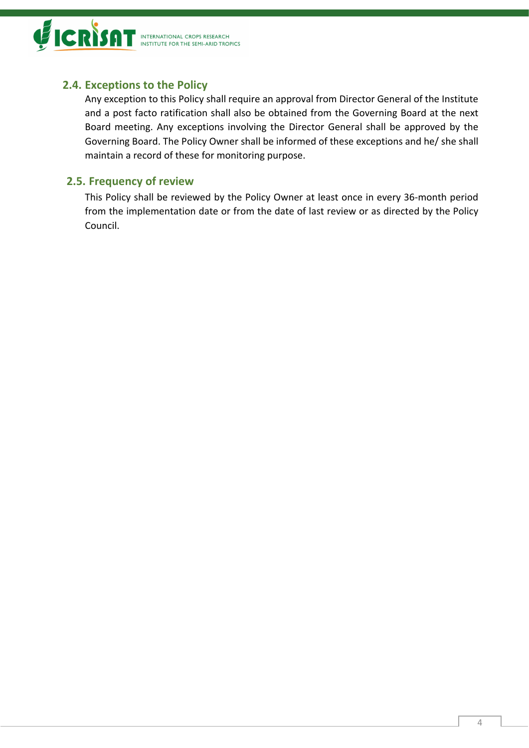### 2.4. Exceptions to the Policy

Any exception to this Policy shall require an approval from Director General of the Institute and a post facto ratification shall also be obtained from the Governing Board at the next Board meeting. Any exceptions involving the Director General shall be approved by the Governing Board. The Policy Owner shall be informed of these exceptions and he/ she shall maintain a record of these for monitoring purpose.

### 2.5. Frequency of review

This Policy shall be reviewed by the Policy Owner at least once in every 36-month period from the implementation date or from the date of last review or as directed by the Policy Council.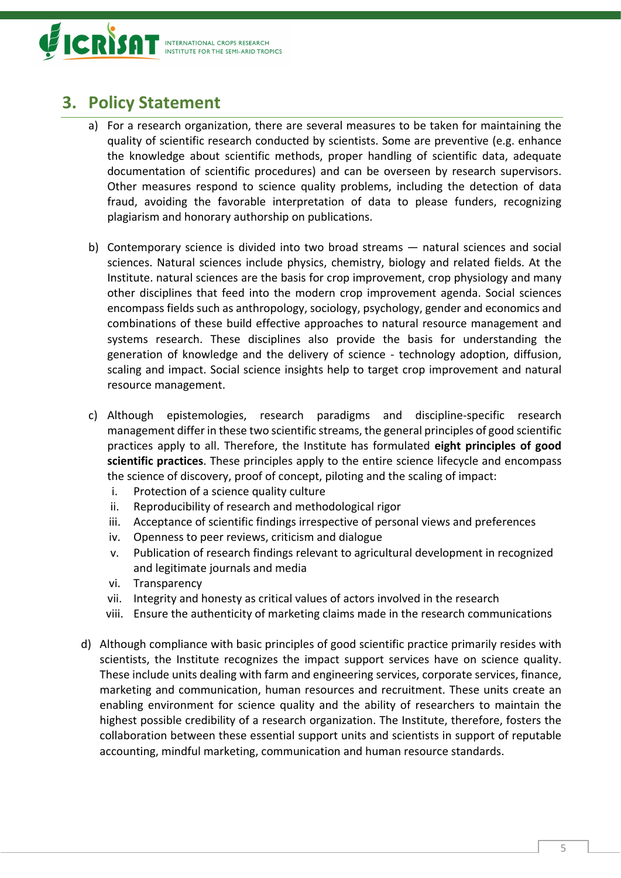## 3. Policy Statement

a) For a research organization, there are several measures to be taken for maintaining the quality of scientific research conducted by scientists. Some are preventive (e.g. enhance the knowledge about scientific methods, proper handling of scientific data, adequate documentation of scientific procedures) and can be overseen by research supervisors. Other measures respond to science quality problems, including the detection of data fraud, avoiding the favorable interpretation of data to please funders, recognizing plagiarism and honorary authorship on publications.

b) Contemporary science is divided into two broad streams — natural sciences and social sciences. Natural sciences include physics, chemistry, biology and related fields. At the Institute. natural sciences are the basis for crop improvement, crop physiology and many other disciplines that feed into the modern crop improvement agenda. Social sciences encompass fields such as anthropology, sociology, psychology, gender and economics and combinations of these build effective approaches to natural resource management and systems research. These disciplines also provide the basis for understanding the generation of knowledge and the delivery of science - technology adoption, diffusion, scaling and impact. Social science insights help to target crop improvement and natural resource management.

c) Although epistemologies, research paradigms and discipline-specific research management differ in these two scientific streams, the general principles of good scientific practices apply to all. Therefore, the Institute has formulated **eight principles of good scientific practices**. These principles apply to the entire science lifecycle and encompass the science of discovery, proof of concept, piloting and the scaling of impact:
   i. Protection of a science quality culture
   ii. Reproducibility of research and methodological rigor
   iii. Acceptance of scientific findings irrespective of personal views and preferences
   iv. Openness to peer reviews, criticism and dialogue
   v. Publication of research findings relevant to agricultural development in recognized and legitimate journals and media
   vi. Transparency
   vii. Integrity and honesty as critical values of actors involved in the research
   viii. Ensure the authenticity of marketing claims made in the research communications

d) Although compliance with basic principles of good scientific practice primarily resides with scientists, the Institute recognizes the impact support services have on science quality. These include units dealing with farm and engineering services, corporate services, finance, marketing and communication, human resources and recruitment. These units create an enabling environment for science quality and the ability of researchers to maintain the highest possible credibility of a research organization. The Institute, therefore, fosters the collaboration between these essential support units and scientists in support of reputable accounting, mindful marketing, communication and human resource standards.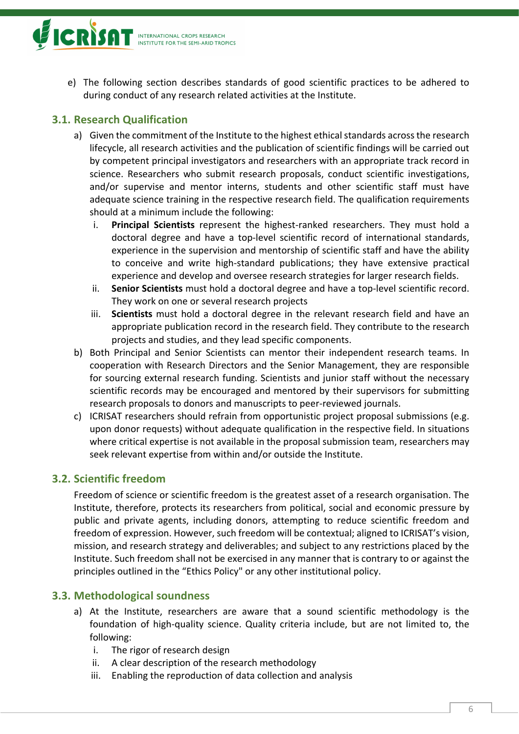e) The following section describes standards of good scientific practices to be adhered to during conduct of any research related activities at the Institute.

## 3.1. Research Qualification

a) Given the commitment of the Institute to the highest ethical standards across the research lifecycle, all research activities and the publication of scientific findings will be carried out by competent principal investigators and researchers with an appropriate track record in science. Researchers who submit research proposals, conduct scientific investigations, and/or supervise and mentor interns, students and other scientific staff must have adequate science training in the respective research field. The qualification requirements should at a minimum include the following:

   i. **Principal Scientists** represent the highest-ranked researchers. They must hold a doctoral degree and have a top-level scientific record of international standards, experience in the supervision and mentorship of scientific staff and have the ability to conceive and write high-standard publications; they have extensive practical experience and develop and oversee research strategies for larger research fields.

   ii. **Senior Scientists** must hold a doctoral degree and have a top-level scientific record. They work on one or several research projects

   iii. **Scientists** must hold a doctoral degree in the relevant research field and have an appropriate publication record in the research field. They contribute to the research projects and studies, and they lead specific components.

b) Both Principal and Senior Scientists can mentor their independent research teams. In cooperation with Research Directors and the Senior Management, they are responsible for sourcing external research funding. Scientists and junior staff without the necessary scientific records may be encouraged and mentored by their supervisors for submitting research proposals to donors and manuscripts to peer-reviewed journals.

c) ICRISAT researchers should refrain from opportunistic project proposal submissions (e.g. upon donor requests) without adequate qualification in the respective field. In situations where critical expertise is not available in the proposal submission team, researchers may seek relevant expertise from within and/or outside the Institute.

## 3.2. Scientific freedom

Freedom of science or scientific freedom is the greatest asset of a research organisation. The Institute, therefore, protects its researchers from political, social and economic pressure by public and private agents, including donors, attempting to reduce scientific freedom and freedom of expression. However, such freedom will be contextual; aligned to ICRISAT's vision, mission, and research strategy and deliverables; and subject to any restrictions placed by the Institute. Such freedom shall not be exercised in any manner that is contrary to or against the principles outlined in the "Ethics Policy" or any other institutional policy.

## 3.3. Methodological soundness

a) At the Institute, researchers are aware that a sound scientific methodology is the foundation of high-quality science. Quality criteria include, but are not limited to, the following:

   i. The rigor of research design

   ii. A clear description of the research methodology

   iii. Enabling the reproduction of data collection and analysis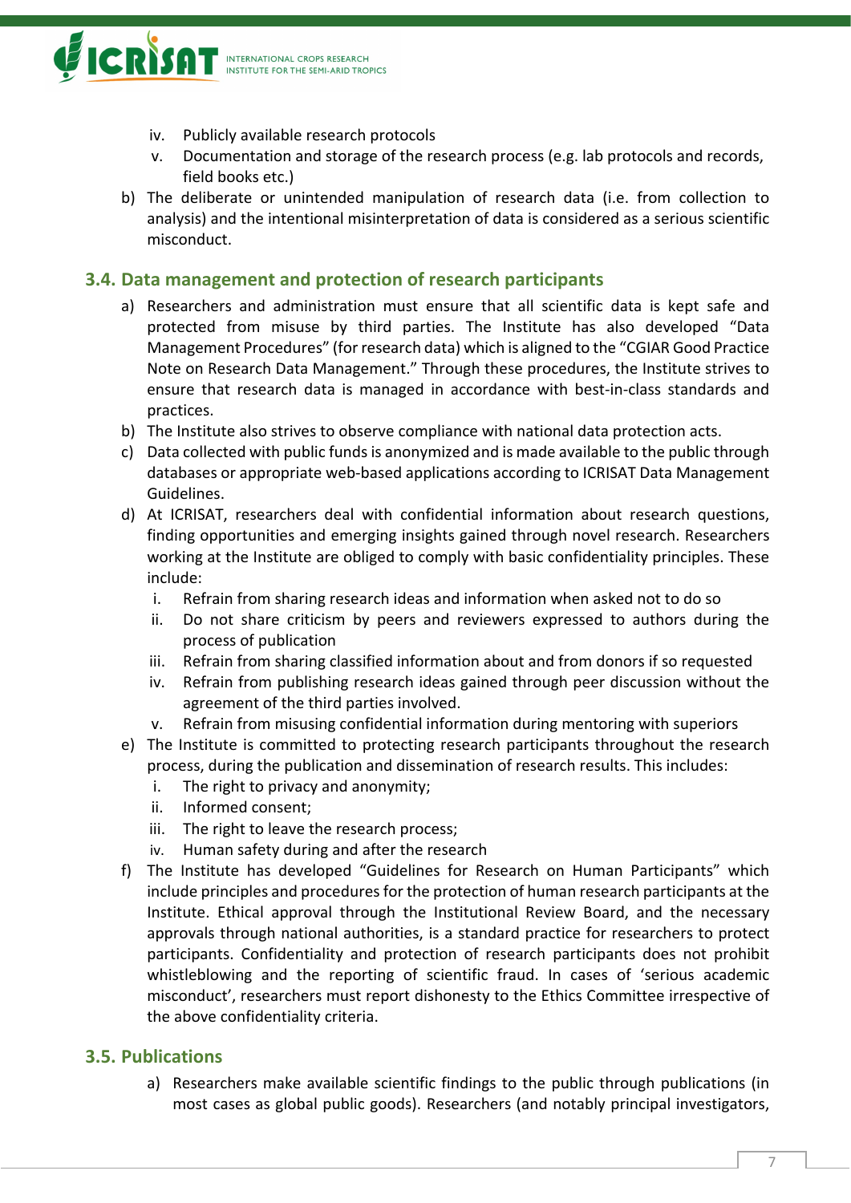iv. Publicly available research protocols
v. Documentation and storage of the research process (e.g. lab protocols and records, field books etc.)

b) The deliberate or unintended manipulation of research data (i.e. from collection to analysis) and the intentional misinterpretation of data is considered as a serious scientific misconduct.

### 3.4. Data management and protection of research participants

a) Researchers and administration must ensure that all scientific data is kept safe and protected from misuse by third parties. The Institute has also developed "Data Management Procedures" (for research data) which is aligned to the "CGIAR Good Practice Note on Research Data Management." Through these procedures, the Institute strives to ensure that research data is managed in accordance with best-in-class standards and practices.

b) The Institute also strives to observe compliance with national data protection acts.

c) Data collected with public funds is anonymized and is made available to the public through databases or appropriate web-based applications according to ICRISAT Data Management Guidelines.

d) At ICRISAT, researchers deal with confidential information about research questions, finding opportunities and emerging insights gained through novel research. Researchers working at the Institute are obliged to comply with basic confidentiality principles. These include:
   i. Refrain from sharing research ideas and information when asked not to do so
   ii. Do not share criticism by peers and reviewers expressed to authors during the process of publication
   iii. Refrain from sharing classified information about and from donors if so requested
   iv. Refrain from publishing research ideas gained through peer discussion without the agreement of the third parties involved.
   v. Refrain from misusing confidential information during mentoring with superiors

e) The Institute is committed to protecting research participants throughout the research process, during the publication and dissemination of research results. This includes:
   i. The right to privacy and anonymity;
   ii. Informed consent;
   iii. The right to leave the research process;
   iv. Human safety during and after the research

f) The Institute has developed "Guidelines for Research on Human Participants" which include principles and procedures for the protection of human research participants at the Institute. Ethical approval through the Institutional Review Board, and the necessary approvals through national authorities, is a standard practice for researchers to protect participants. Confidentiality and protection of research participants does not prohibit whistleblowing and the reporting of scientific fraud. In cases of 'serious academic misconduct', researchers must report dishonesty to the Ethics Committee irrespective of the above confidentiality criteria.

### 3.5. Publications

a) Researchers make available scientific findings to the public through publications (in most cases as global public goods). Researchers (and notably principal investigators,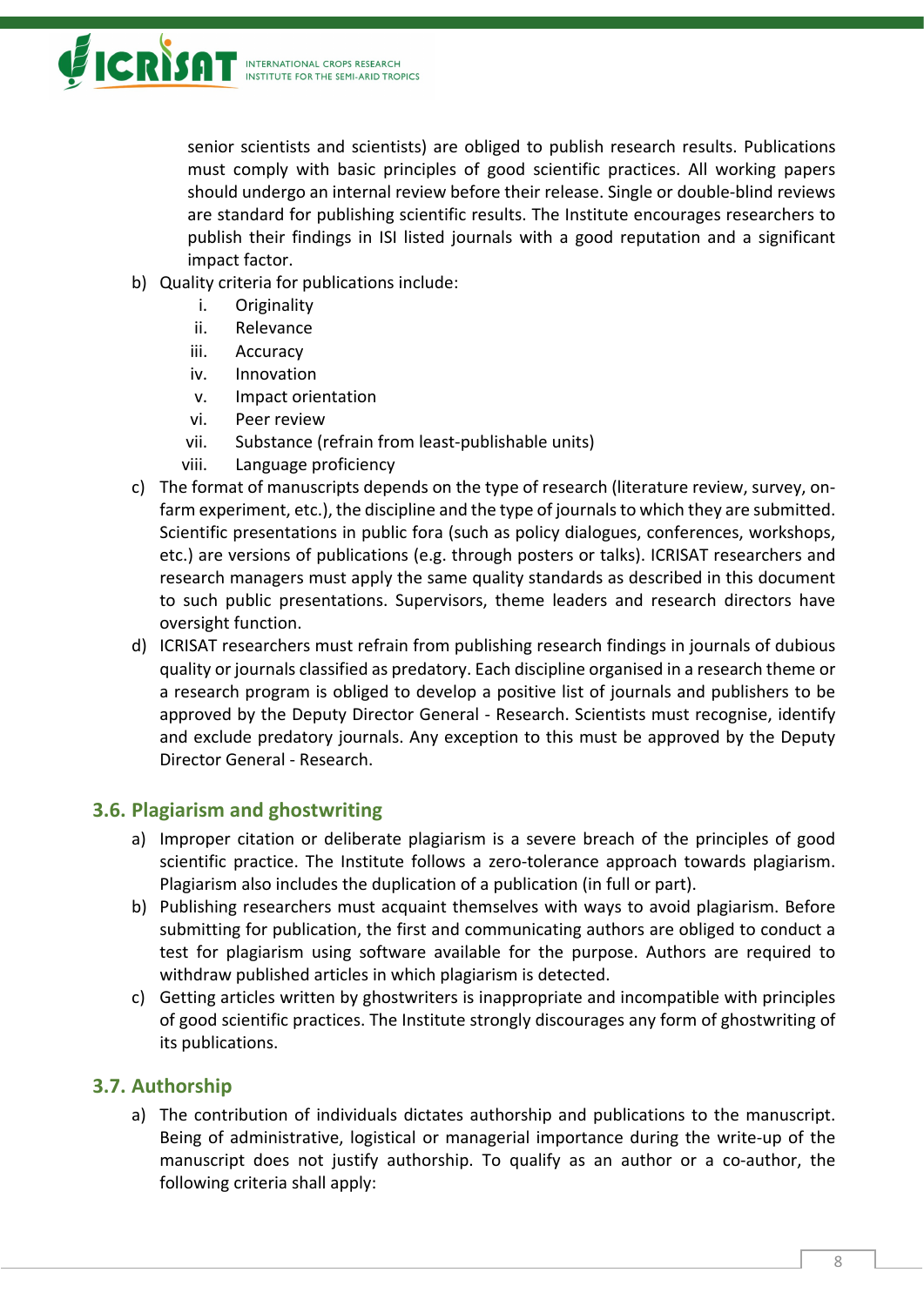senior scientists and scientists) are obliged to publish research results. Publications must comply with basic principles of good scientific practices. All working papers should undergo an internal review before their release. Single or double-blind reviews are standard for publishing scientific results. The Institute encourages researchers to publish their findings in ISI listed journals with a good reputation and a significant impact factor.

b) Quality criteria for publications include:
   i. Originality
   ii. Relevance
   iii. Accuracy
   iv. Innovation
   v. Impact orientation
   vi. Peer review
   vii. Substance (refrain from least-publishable units)
   viii. Language proficiency

c) The format of manuscripts depends on the type of research (literature review, survey, on-farm experiment, etc.), the discipline and the type of journals to which they are submitted. Scientific presentations in public fora (such as policy dialogues, conferences, workshops, etc.) are versions of publications (e.g. through posters or talks). ICRISAT researchers and research managers must apply the same quality standards as described in this document to such public presentations. Supervisors, theme leaders and research directors have oversight function.

d) ICRISAT researchers must refrain from publishing research findings in journals of dubious quality or journals classified as predatory. Each discipline organised in a research theme or a research program is obliged to develop a positive list of journals and publishers to be approved by the Deputy Director General - Research. Scientists must recognise, identify and exclude predatory journals. Any exception to this must be approved by the Deputy Director General - Research.

### 3.6. Plagiarism and ghostwriting

a) Improper citation or deliberate plagiarism is a severe breach of the principles of good scientific practice. The Institute follows a zero-tolerance approach towards plagiarism. Plagiarism also includes the duplication of a publication (in full or part).

b) Publishing researchers must acquaint themselves with ways to avoid plagiarism. Before submitting for publication, the first and communicating authors are obliged to conduct a test for plagiarism using software available for the purpose. Authors are required to withdraw published articles in which plagiarism is detected.

c) Getting articles written by ghostwriters is inappropriate and incompatible with principles of good scientific practices. The Institute strongly discourages any form of ghostwriting of its publications.

### 3.7. Authorship

a) The contribution of individuals dictates authorship and publications to the manuscript. Being of administrative, logistical or managerial importance during the write-up of the manuscript does not justify authorship. To qualify as an author or a co-author, the following criteria shall apply: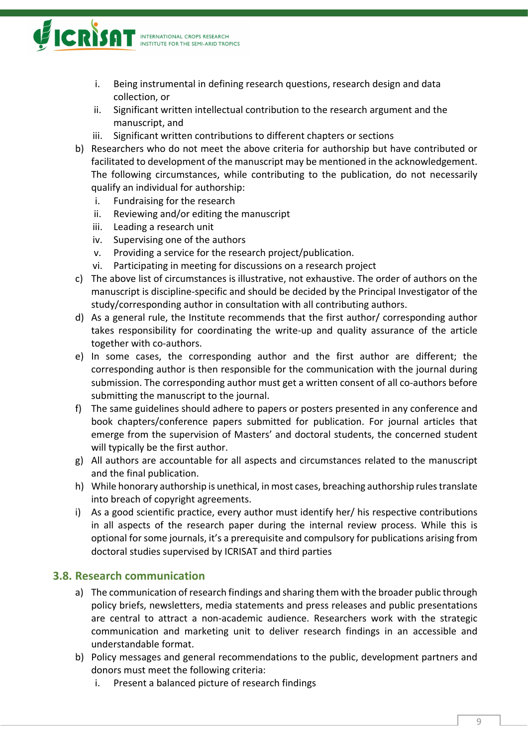i. Being instrumental in defining research questions, research design and data collection, or
ii. Significant written intellectual contribution to the research argument and the manuscript, and
iii. Significant written contributions to different chapters or sections

b) Researchers who do not meet the above criteria for authorship but have contributed or facilitated to development of the manuscript may be mentioned in the acknowledgement. The following circumstances, while contributing to the publication, do not necessarily qualify an individual for authorship:
   i. Fundraising for the research
   ii. Reviewing and/or editing the manuscript
   iii. Leading a research unit
   iv. Supervising one of the authors
   v. Providing a service for the research project/publication.
   vi. Participating in meeting for discussions on a research project
c) The above list of circumstances is illustrative, not exhaustive. The order of authors on the manuscript is discipline-specific and should be decided by the Principal Investigator of the study/corresponding author in consultation with all contributing authors.
d) As a general rule, the Institute recommends that the first author/ corresponding author takes responsibility for coordinating the write-up and quality assurance of the article together with co-authors.
e) In some cases, the corresponding author and the first author are different; the corresponding author is then responsible for the communication with the journal during submission. The corresponding author must get a written consent of all co-authors before submitting the manuscript to the journal.
f) The same guidelines should adhere to papers or posters presented in any conference and book chapters/conference papers submitted for publication. For journal articles that emerge from the supervision of Masters' and doctoral students, the concerned student will typically be the first author.
g) All authors are accountable for all aspects and circumstances related to the manuscript and the final publication.
h) While honorary authorship is unethical, in most cases, breaching authorship rules translate into breach of copyright agreements.
i) As a good scientific practice, every author must identify her/ his respective contributions in all aspects of the research paper during the internal review process. While this is optional for some journals, it's a prerequisite and compulsory for publications arising from doctoral studies supervised by ICRISAT and third parties

## 3.8. Research communication

a) The communication of research findings and sharing them with the broader public through policy briefs, newsletters, media statements and press releases and public presentations are central to attract a non-academic audience. Researchers work with the strategic communication and marketing unit to deliver research findings in an accessible and understandable format.
b) Policy messages and general recommendations to the public, development partners and donors must meet the following criteria:
   i. Present a balanced picture of research findings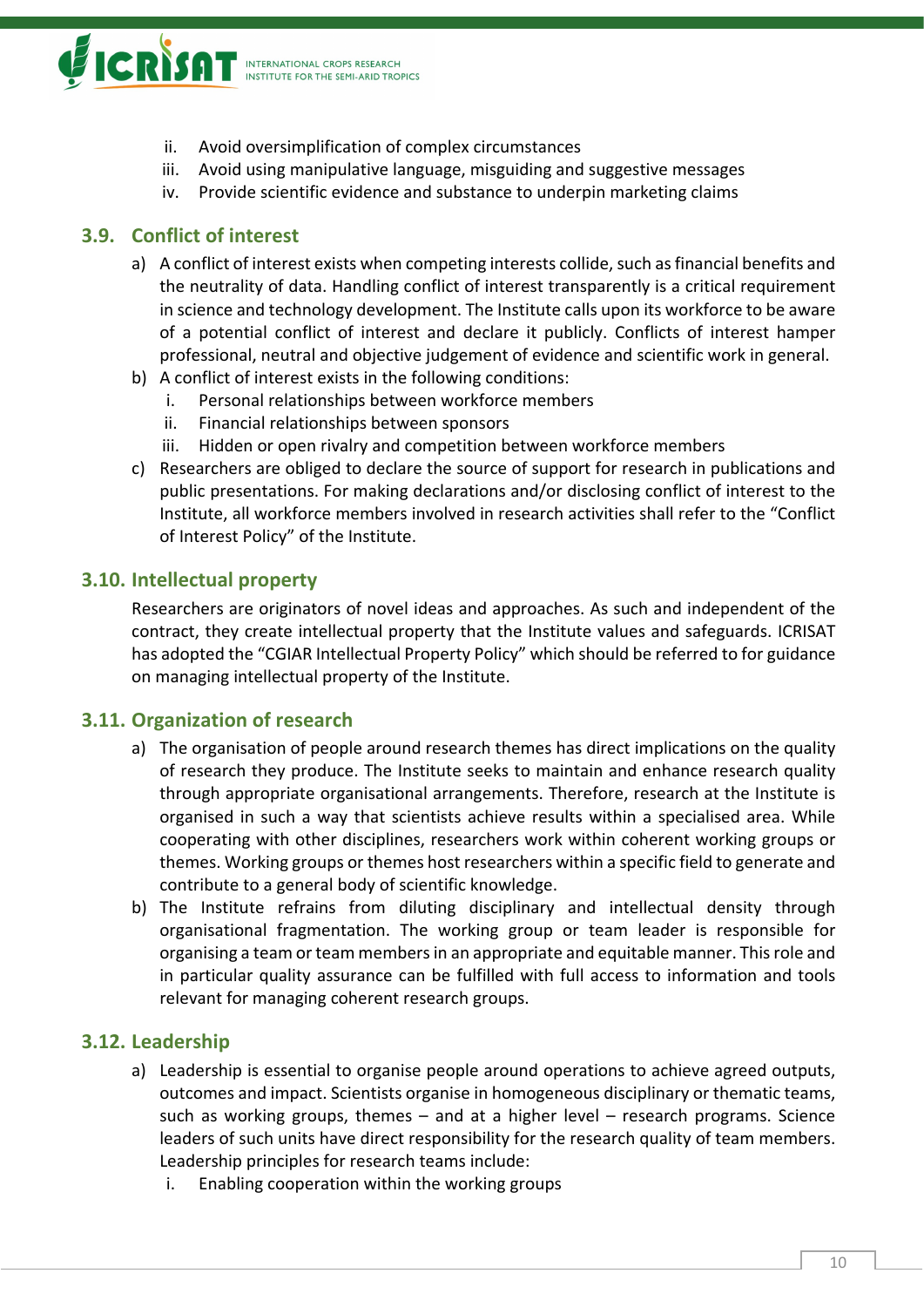ii. Avoid oversimplification of complex circumstances
iii. Avoid using manipulative language, misguiding and suggestive messages
iv. Provide scientific evidence and substance to underpin marketing claims

### 3.9. Conflict of interest

a) A conflict of interest exists when competing interests collide, such as financial benefits and the neutrality of data. Handling conflict of interest transparently is a critical requirement in science and technology development. The Institute calls upon its workforce to be aware of a potential conflict of interest and declare it publicly. Conflicts of interest hamper professional, neutral and objective judgement of evidence and scientific work in general.

b) A conflict of interest exists in the following conditions:
   i. Personal relationships between workforce members
   ii. Financial relationships between sponsors
   iii. Hidden or open rivalry and competition between workforce members

c) Researchers are obliged to declare the source of support for research in publications and public presentations. For making declarations and/or disclosing conflict of interest to the Institute, all workforce members involved in research activities shall refer to the "Conflict of Interest Policy" of the Institute.

### 3.10. Intellectual property

Researchers are originators of novel ideas and approaches. As such and independent of the contract, they create intellectual property that the Institute values and safeguards. ICRISAT has adopted the "CGIAR Intellectual Property Policy" which should be referred to for guidance on managing intellectual property of the Institute.

### 3.11. Organization of research

a) The organisation of people around research themes has direct implications on the quality of research they produce. The Institute seeks to maintain and enhance research quality through appropriate organisational arrangements. Therefore, research at the Institute is organised in such a way that scientists achieve results within a specialised area. While cooperating with other disciplines, researchers work within coherent working groups or themes. Working groups or themes host researchers within a specific field to generate and contribute to a general body of scientific knowledge.

b) The Institute refrains from diluting disciplinary and intellectual density through organisational fragmentation. The working group or team leader is responsible for organising a team or team members in an appropriate and equitable manner. This role and in particular quality assurance can be fulfilled with full access to information and tools relevant for managing coherent research groups.

### 3.12. Leadership

a) Leadership is essential to organise people around operations to achieve agreed outputs, outcomes and impact. Scientists organise in homogeneous disciplinary or thematic teams, such as working groups, themes – and at a higher level – research programs. Science leaders of such units have direct responsibility for the research quality of team members. Leadership principles for research teams include:
   i. Enabling cooperation within the working groups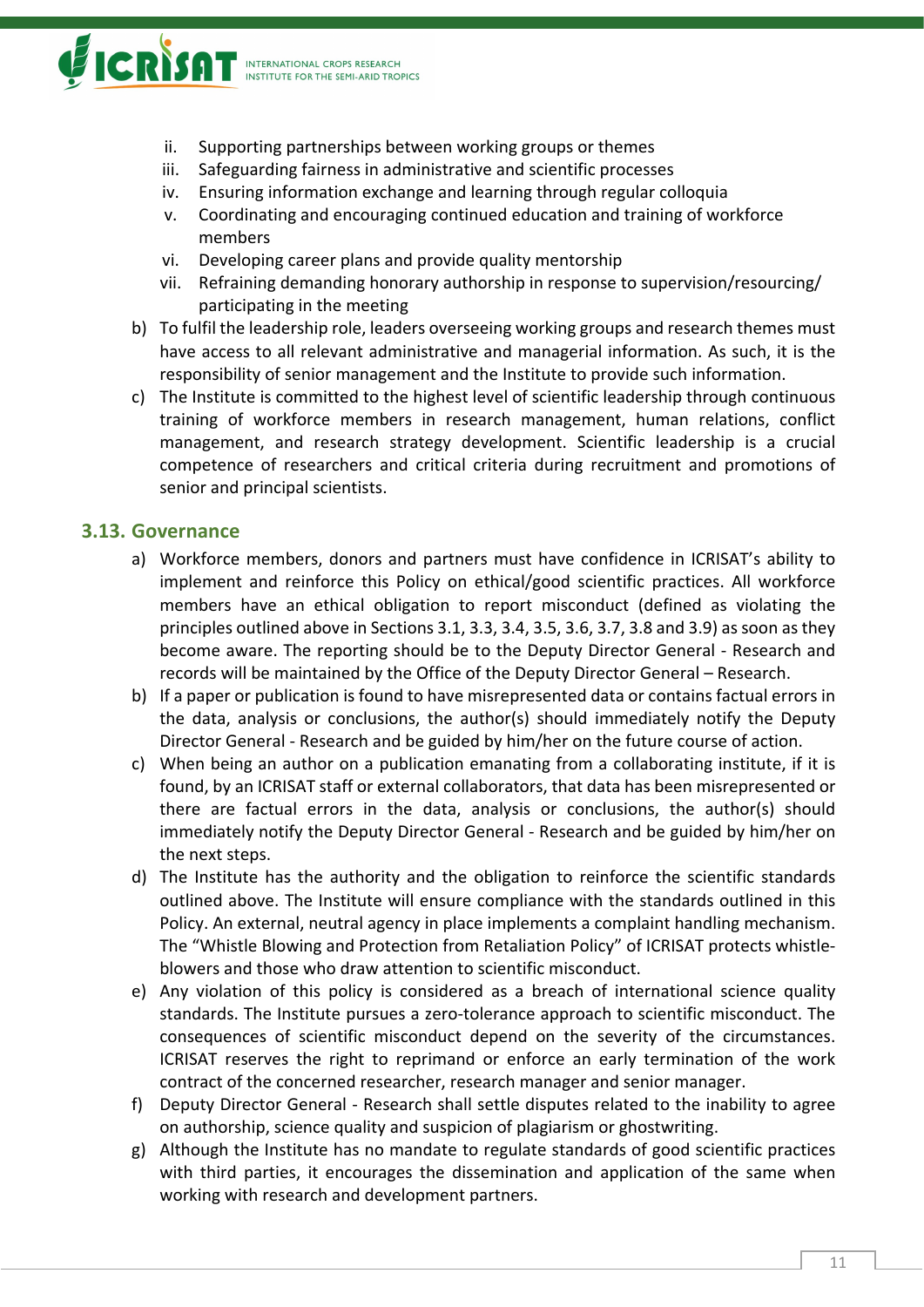ii. Supporting partnerships between working groups or themes
    iii. Safeguarding fairness in administrative and scientific processes
    iv. Ensuring information exchange and learning through regular colloquia
    v. Coordinating and encouraging continued education and training of workforce members
    vi. Developing career plans and provide quality mentorship
    vii. Refraining demanding honorary authorship in response to supervision/resourcing/ participating in the meeting

b) To fulfil the leadership role, leaders overseeing working groups and research themes must have access to all relevant administrative and managerial information. As such, it is the responsibility of senior management and the Institute to provide such information.

c) The Institute is committed to the highest level of scientific leadership through continuous training of workforce members in research management, human relations, conflict management, and research strategy development. Scientific leadership is a crucial competence of researchers and critical criteria during recruitment and promotions of senior and principal scientists.

### 3.13. Governance

a) Workforce members, donors and partners must have confidence in ICRISAT's ability to implement and reinforce this Policy on ethical/good scientific practices. All workforce members have an ethical obligation to report misconduct (defined as violating the principles outlined above in Sections 3.1, 3.3, 3.4, 3.5, 3.6, 3.7, 3.8 and 3.9) as soon as they become aware. The reporting should be to the Deputy Director General - Research and records will be maintained by the Office of the Deputy Director General – Research.

b) If a paper or publication is found to have misrepresented data or contains factual errors in the data, analysis or conclusions, the author(s) should immediately notify the Deputy Director General - Research and be guided by him/her on the future course of action.

c) When being an author on a publication emanating from a collaborating institute, if it is found, by an ICRISAT staff or external collaborators, that data has been misrepresented or there are factual errors in the data, analysis or conclusions, the author(s) should immediately notify the Deputy Director General - Research and be guided by him/her on the next steps.

d) The Institute has the authority and the obligation to reinforce the scientific standards outlined above. The Institute will ensure compliance with the standards outlined in this Policy. An external, neutral agency in place implements a complaint handling mechanism. The "Whistle Blowing and Protection from Retaliation Policy" of ICRISAT protects whistle-blowers and those who draw attention to scientific misconduct.

e) Any violation of this policy is considered as a breach of international science quality standards. The Institute pursues a zero-tolerance approach to scientific misconduct. The consequences of scientific misconduct depend on the severity of the circumstances. ICRISAT reserves the right to reprimand or enforce an early termination of the work contract of the concerned researcher, research manager and senior manager.

f) Deputy Director General - Research shall settle disputes related to the inability to agree on authorship, science quality and suspicion of plagiarism or ghostwriting.

g) Although the Institute has no mandate to regulate standards of good scientific practices with third parties, it encourages the dissemination and application of the same when working with research and development partners.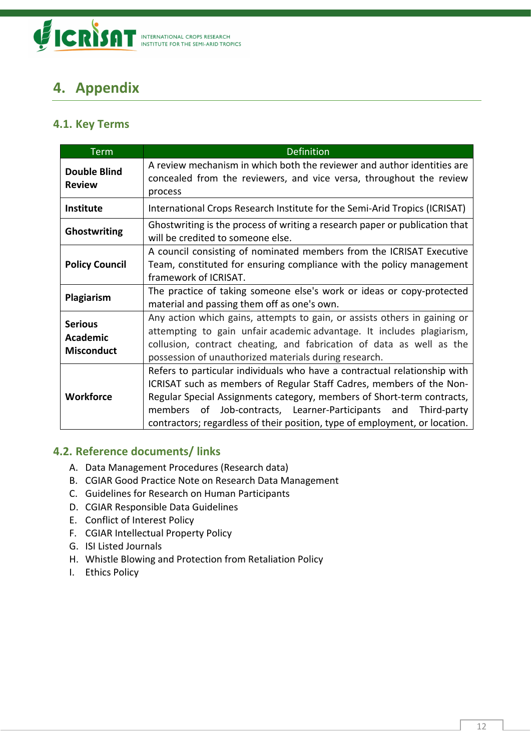# 4. Appendix

## 4.1. Key Terms

| Term | Definition |
|---|---|
| **Double Blind Review** | A review mechanism in which both the reviewer and author identities are concealed from the reviewers, and vice versa, throughout the review process |
| **Institute** | International Crops Research Institute for the Semi-Arid Tropics (ICRISAT) |
| **Ghostwriting** | Ghostwriting is the process of writing a research paper or publication that will be credited to someone else. |
| **Policy Council** | A council consisting of nominated members from the ICRISAT Executive Team, constituted for ensuring compliance with the policy management framework of ICRISAT. |
| **Plagiarism** | The practice of taking someone else's work or ideas or copy-protected material and passing them off as one's own. |
| **Serious Academic Misconduct** | Any action which gains, attempts to gain, or assists others in gaining or attempting to gain unfair academic advantage. It includes plagiarism, collusion, contract cheating, and fabrication of data as well as the possession of unauthorized materials during research. |
| **Workforce** | Refers to particular individuals who have a contractual relationship with ICRISAT such as members of Regular Staff Cadres, members of the Non-Regular Special Assignments category, members of Short-term contracts, members of Job-contracts, Learner-Participants and Third-party contractors; regardless of their position, type of employment, or location. |

## 4.2. Reference documents/ links

A. Data Management Procedures (Research data)
B. CGIAR Good Practice Note on Research Data Management
C. Guidelines for Research on Human Participants
D. CGIAR Responsible Data Guidelines
E. Conflict of Interest Policy
F. CGIAR Intellectual Property Policy
G. ISI Listed Journals
H. Whistle Blowing and Protection from Retaliation Policy
I. Ethics Policy